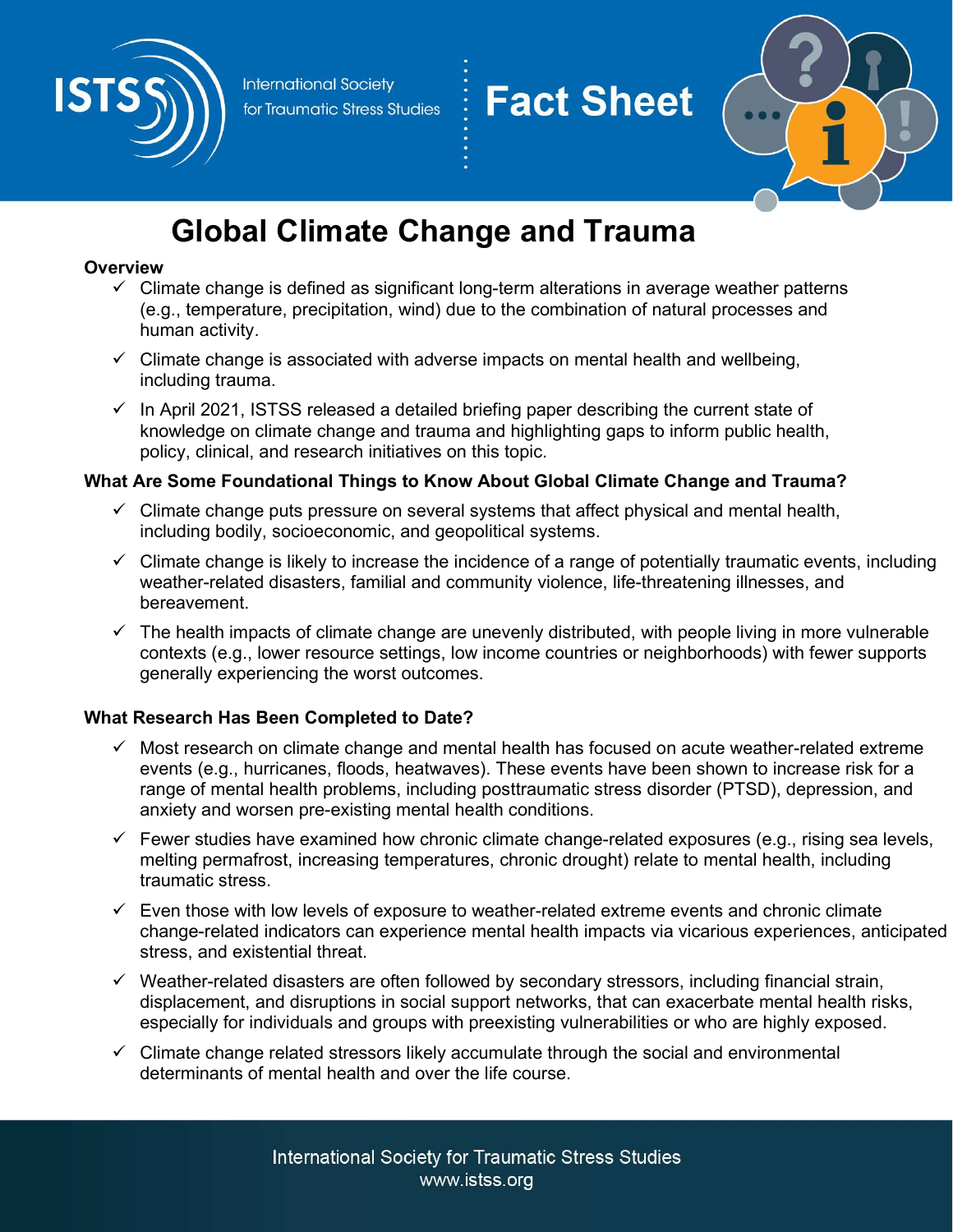# Global Climate Change and Trauma

## Overview

- ✓ Climate change is defined as significant long-term alterations in average weather patterns (e.g., temperature, precipitation, wind) due to the combination of natural processes and human activity.
- ✓ Climate change is associated with adverse impacts on mental health and wellbeing, including trauma.
- ✓ In April 2021, ISTSS released a detailed briefing paper describing the current state of knowledge on climate change and trauma and highlighting gaps to inform public health, policy, clinical, and research initiatives on this topic.

## What Are Some Foundational Things to Know About Global Climate Change and Trauma?

- ✓ Climate change puts pressure on several systems that affect physical and mental health, including bodily, socioeconomic, and geopolitical systems.
- ✓ Climate change is likely to increase the incidence of a range of potentially traumatic events, including weather-related disasters, familial and community violence, life-threatening illnesses, and bereavement.
- ✓ The health impacts of climate change are unevenly distributed, with people living in more vulnerable contexts (e.g., lower resource settings, low income countries or neighborhoods) with fewer supports generally experiencing the worst outcomes.

## What Research Has Been Completed to Date?

- ✓ Most research on climate change and mental health has focused on acute weather-related extreme events (e.g., hurricanes, floods, heatwaves). These events have been shown to increase risk for a range of mental health problems, including posttraumatic stress disorder (PTSD), depression, and anxiety and worsen pre-existing mental health conditions.
- ✓ Fewer studies have examined how chronic climate change-related exposures (e.g., rising sea levels, melting permafrost, increasing temperatures, chronic drought) relate to mental health, including traumatic stress.
- ✓ Even those with low levels of exposure to weather-related extreme events and chronic climate change-related indicators can experience mental health impacts via vicarious experiences, anticipated stress, and existential threat.
- ✓ Weather-related disasters are often followed by secondary stressors, including financial strain, displacement, and disruptions in social support networks, that can exacerbate mental health risks, especially for individuals and groups with preexisting vulnerabilities or who are highly exposed.
- ✓ Climate change related stressors likely accumulate through the social and environmental determinants of mental health and over the life course.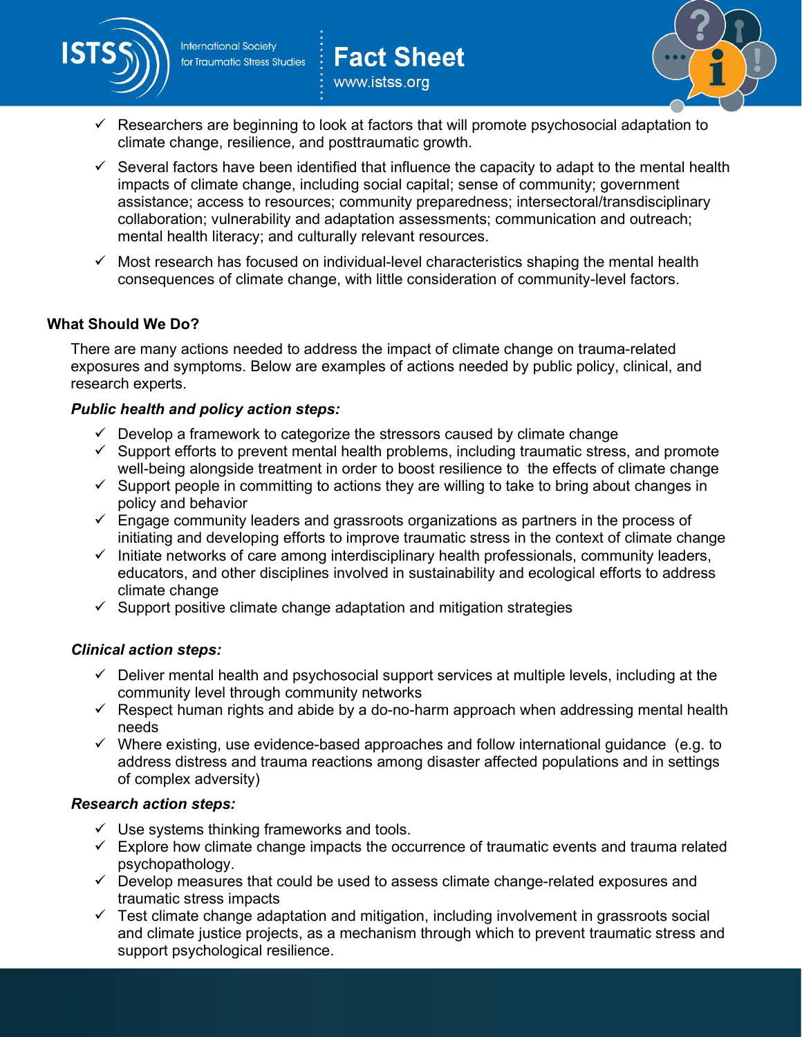- Researchers are beginning to look at factors that will promote psychosocial adaptation to climate change, resilience, and posttraumatic growth.
- Several factors have been identified that influence the capacity to adapt to the mental health impacts of climate change, including social capital; sense of community; government assistance; access to resources; community preparedness; intersectoral/transdisciplinary collaboration; vulnerability and adaptation assessments; communication and outreach; mental health literacy; and culturally relevant resources.
- Most research has focused on individual-level characteristics shaping the mental health consequences of climate change, with little consideration of community-level factors.

## What Should We Do?

There are many actions needed to address the impact of climate change on trauma-related exposures and symptoms. Below are examples of actions needed by public policy, clinical, and research experts.

### *Public health and policy action steps:*

- Develop a framework to categorize the stressors caused by climate change
- Support efforts to prevent mental health problems, including traumatic stress, and promote well-being alongside treatment in order to boost resilience to the effects of climate change
- Support people in committing to actions they are willing to take to bring about changes in policy and behavior
- Engage community leaders and grassroots organizations as partners in the process of initiating and developing efforts to improve traumatic stress in the context of climate change
- Initiate networks of care among interdisciplinary health professionals, community leaders, educators, and other disciplines involved in sustainability and ecological efforts to address climate change
- Support positive climate change adaptation and mitigation strategies

### *Clinical action steps:*

- Deliver mental health and psychosocial support services at multiple levels, including at the community level through community networks
- Respect human rights and abide by a do-no-harm approach when addressing mental health needs
- Where existing, use evidence-based approaches and follow international guidance (e.g. to address distress and trauma reactions among disaster affected populations and in settings of complex adversity)

### *Research action steps:*

- Use systems thinking frameworks and tools.
- Explore how climate change impacts the occurrence of traumatic events and trauma related psychopathology.
- Develop measures that could be used to assess climate change-related exposures and traumatic stress impacts
- Test climate change adaptation and mitigation, including involvement in grassroots social and climate justice projects, as a mechanism through which to prevent traumatic stress and support psychological resilience.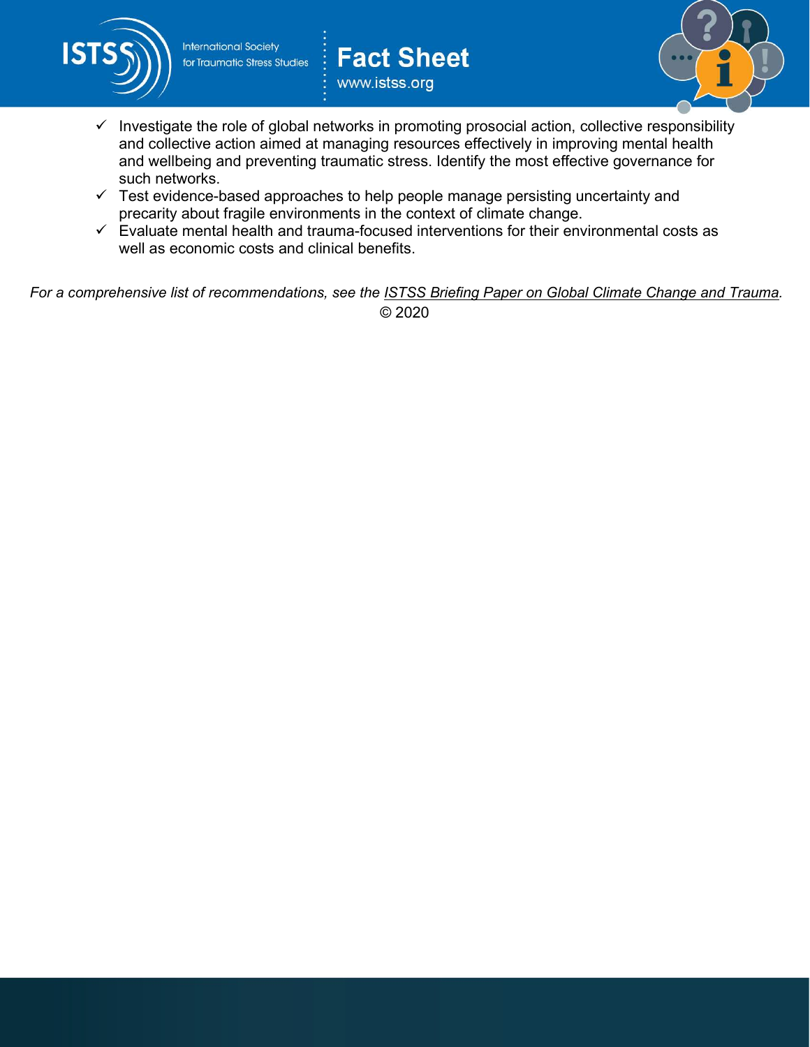- ✓ Investigate the role of global networks in promoting prosocial action, collective responsibility and collective action aimed at managing resources effectively in improving mental health and wellbeing and preventing traumatic stress. Identify the most effective governance for such networks.
- ✓ Test evidence-based approaches to help people manage persisting uncertainty and precarity about fragile environments in the context of climate change.
- ✓ Evaluate mental health and trauma-focused interventions for their environmental costs as well as economic costs and clinical benefits.

*For a comprehensive list of recommendations, see the ISTSS Briefing Paper on Global Climate Change and Trauma.*

© 2020